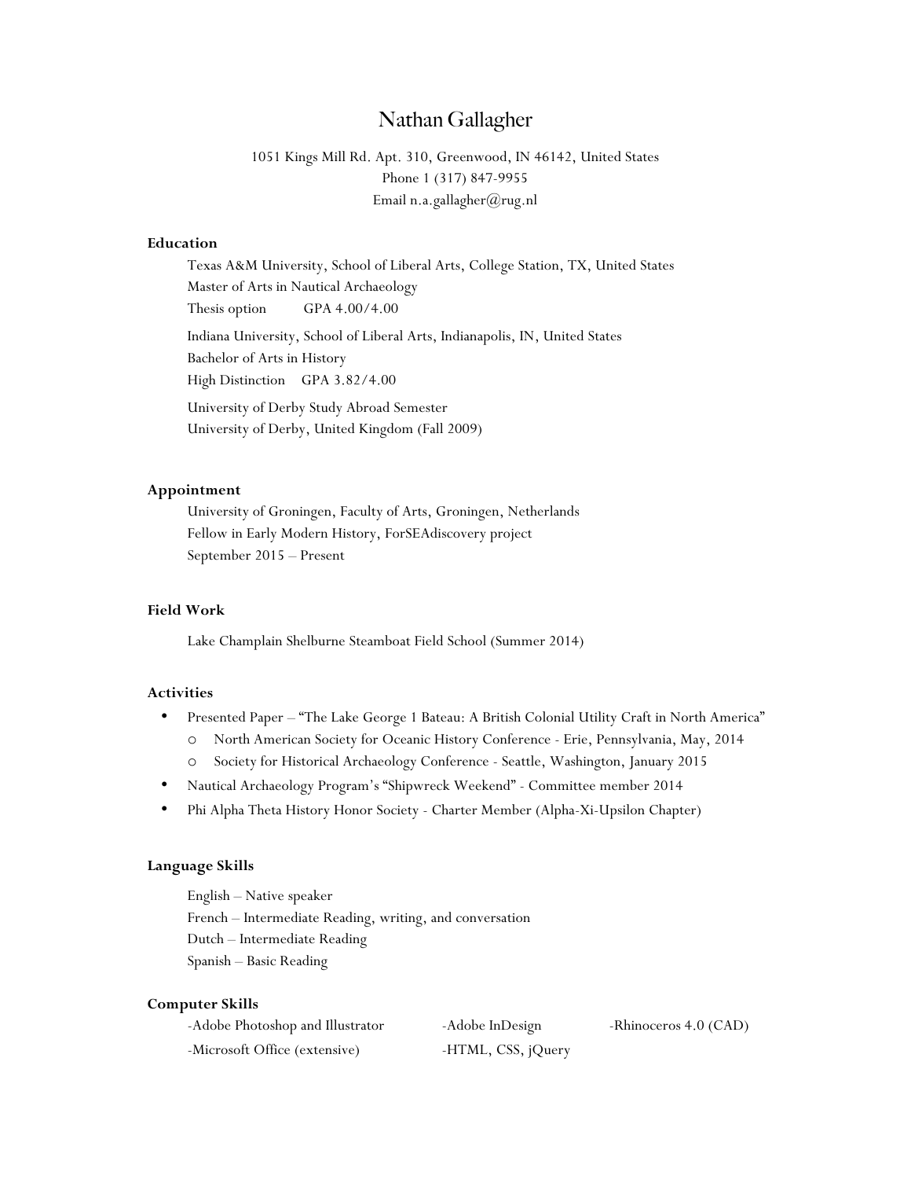# Nathan Gallagher

1051 Kings Mill Rd. Apt. 310, Greenwood, IN 46142, United States
Phone 1 (317) 847-9955
Email n.a.gallagher@rug.nl

## Education

Texas A&M University, School of Liberal Arts, College Station, TX, United States
Master of Arts in Nautical Archaeology
Thesis option GPA 4.00/4.00

Indiana University, School of Liberal Arts, Indianapolis, IN, United States
Bachelor of Arts in History
High Distinction GPA 3.82/4.00

University of Derby Study Abroad Semester
University of Derby, United Kingdom (Fall 2009)

## Appointment

University of Groningen, Faculty of Arts, Groningen, Netherlands
Fellow in Early Modern History, ForSEAdiscovery project
September 2015 – Present

## Field Work

Lake Champlain Shelburne Steamboat Field School (Summer 2014)

## Activities

- Presented Paper – "The Lake George 1 Bateau: A British Colonial Utility Craft in North America"
  - North American Society for Oceanic History Conference - Erie, Pennsylvania, May, 2014
  - Society for Historical Archaeology Conference - Seattle, Washington, January 2015
- Nautical Archaeology Program's "Shipwreck Weekend" - Committee member 2014
- Phi Alpha Theta History Honor Society - Charter Member (Alpha-Xi-Upsilon Chapter)

## Language Skills

English – Native speaker
French – Intermediate Reading, writing, and conversation
Dutch – Intermediate Reading
Spanish – Basic Reading

## Computer Skills

-Adobe Photoshop and Illustrator
-Adobe InDesign
-Rhinoceros 4.0 (CAD)
-Microsoft Office (extensive)
-HTML, CSS, jQuery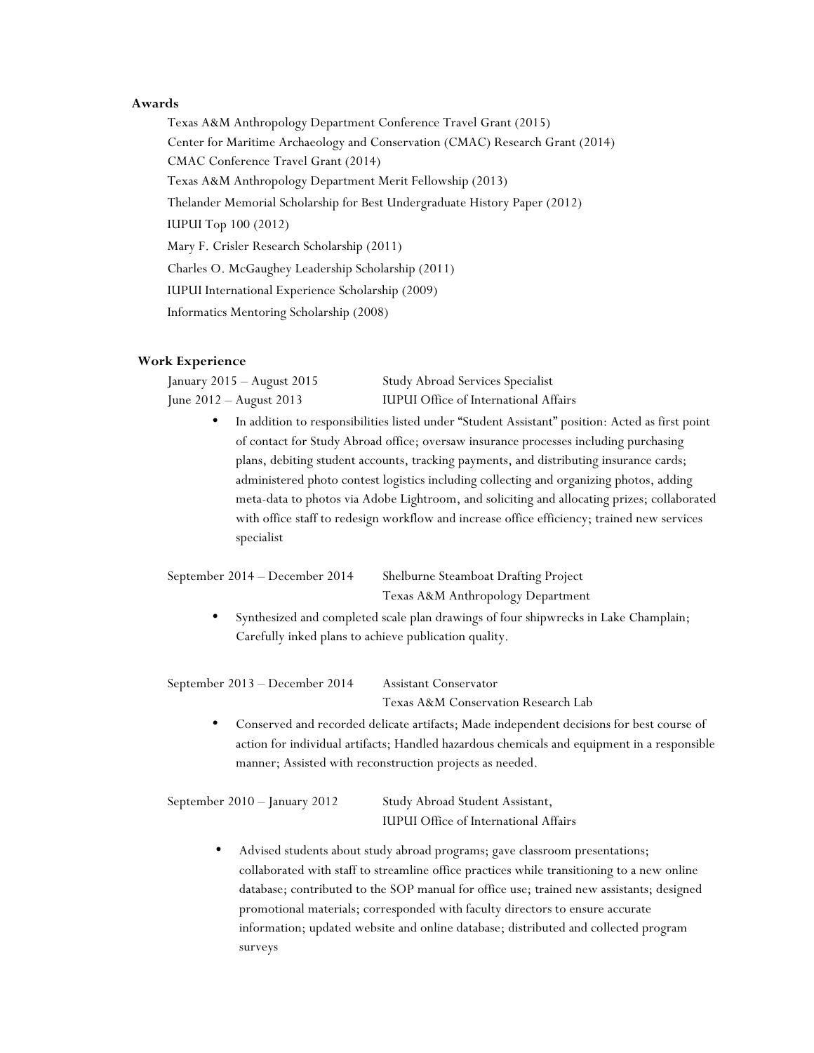## Awards

Texas A&M Anthropology Department Conference Travel Grant (2015)

Center for Maritime Archaeology and Conservation (CMAC) Research Grant (2014)

CMAC Conference Travel Grant (2014)

Texas A&M Anthropology Department Merit Fellowship (2013)

Thelander Memorial Scholarship for Best Undergraduate History Paper (2012)

IUPUI Top 100 (2012)

Mary F. Crisler Research Scholarship (2011)

Charles O. McGaughey Leadership Scholarship (2011)

IUPUI International Experience Scholarship (2009)

Informatics Mentoring Scholarship (2008)

## Work Experience

January 2015 – August 2015 — Study Abroad Services Specialist
June 2012 – August 2013 — IUPUI Office of International Affairs

- In addition to responsibilities listed under "Student Assistant" position: Acted as first point of contact for Study Abroad office; oversaw insurance processes including purchasing plans, debiting student accounts, tracking payments, and distributing insurance cards; administered photo contest logistics including collecting and organizing photos, adding meta-data to photos via Adobe Lightroom, and soliciting and allocating prizes; collaborated with office staff to redesign workflow and increase office efficiency; trained new services specialist

September 2014 – December 2014 — Shelburne Steamboat Drafting Project
Texas A&M Anthropology Department

- Synthesized and completed scale plan drawings of four shipwrecks in Lake Champlain; Carefully inked plans to achieve publication quality.

September 2013 – December 2014 — Assistant Conservator
Texas A&M Conservation Research Lab

- Conserved and recorded delicate artifacts; Made independent decisions for best course of action for individual artifacts; Handled hazardous chemicals and equipment in a responsible manner; Assisted with reconstruction projects as needed.

September 2010 – January 2012 — Study Abroad Student Assistant,
IUPUI Office of International Affairs

- Advised students about study abroad programs; gave classroom presentations; collaborated with staff to streamline office practices while transitioning to a new online database; contributed to the SOP manual for office use; trained new assistants; designed promotional materials; corresponded with faculty directors to ensure accurate information; updated website and online database; distributed and collected program surveys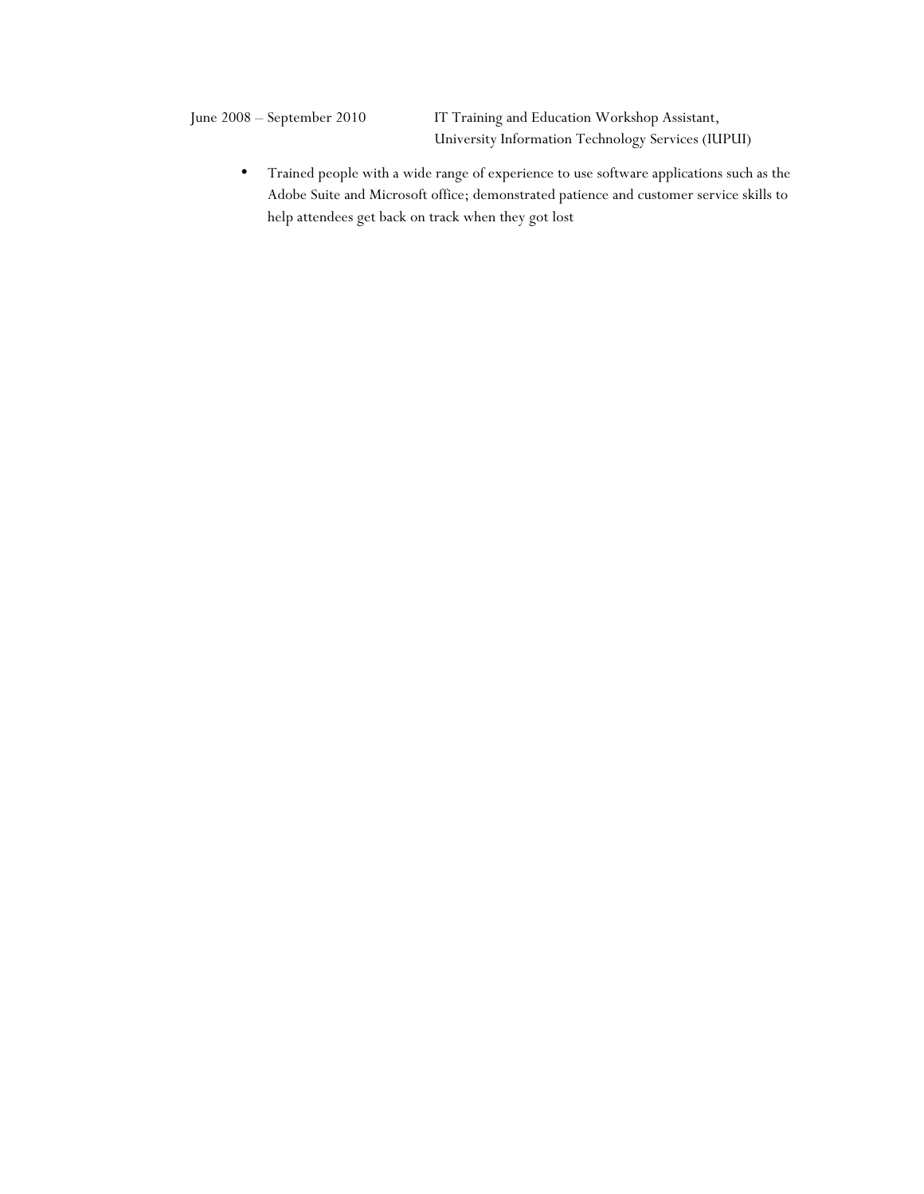June 2008 – September 2010 IT Training and Education Workshop Assistant, University Information Technology Services (IUPUI)

- Trained people with a wide range of experience to use software applications such as the Adobe Suite and Microsoft office; demonstrated patience and customer service skills to help attendees get back on track when they got lost